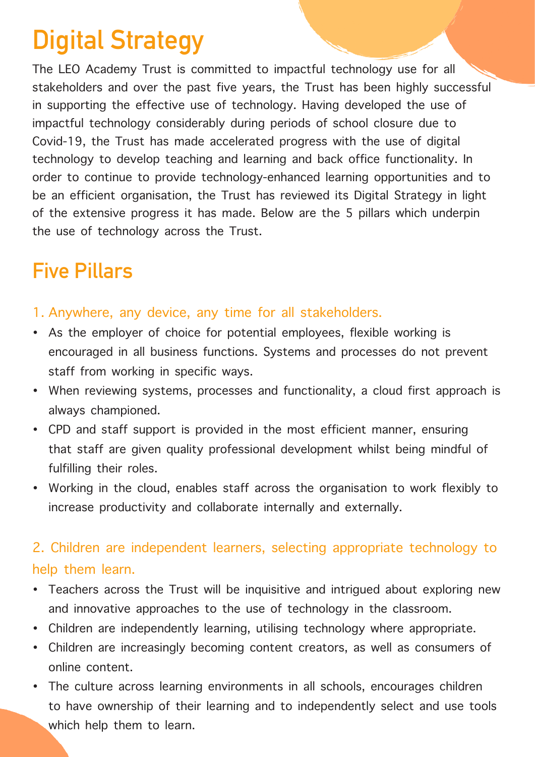# Digital Strategy

The LEO Academy Trust is committed to impactful technology use for all stakeholders and over the past five years, the Trust has been highly successful in supporting the effective use of technology. Having developed the use of impactful technology considerably during periods of school closure due to Covid-19, the Trust has made accelerated progress with the use of digital technology to develop teaching and learning and back office functionality. In order to continue to provide technology-enhanced learning opportunities and to be an efficient organisation, the Trust has reviewed its Digital Strategy in light of the extensive progress it has made. Below are the 5 pillars which underpin the use of technology across the Trust.

## Five Pillars

### 1. Anywhere, any device, any time for all stakeholders.

- As the employer of choice for potential employees, flexible working is encouraged in all business functions. Systems and processes do not prevent staff from working in specific ways.
- When reviewing systems, processes and functionality, a cloud first approach is always championed.
- CPD and staff support is provided in the most efficient manner, ensuring that staff are given quality professional development whilst being mindful of fulfilling their roles.
- Working in the cloud, enables staff across the organisation to work flexibly to increase productivity and collaborate internally and externally.

### 2. Children are independent learners, selecting appropriate technology to help them learn.

- Teachers across the Trust will be inquisitive and intrigued about exploring new and innovative approaches to the use of technology in the classroom.
- Children are independently learning, utilising technology where appropriate.
- Children are increasingly becoming content creators, as well as consumers of online content.
- The culture across learning environments in all schools, encourages children to have ownership of their learning and to independently select and use tools which help them to learn.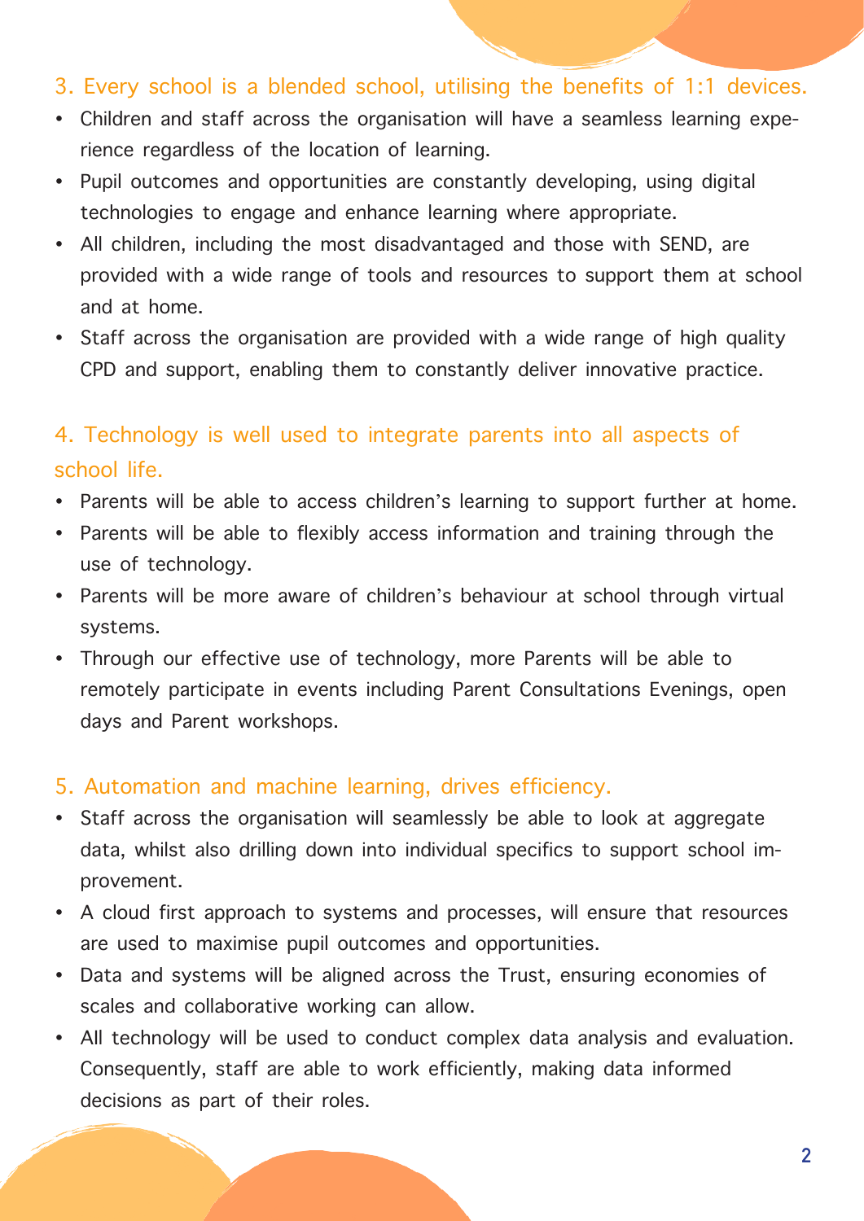## 3. Every school is a blended school, utilising the benefits of 1:1 devices.

- Children and staff across the organisation will have a seamless learning experience regardless of the location of learning.
- Pupil outcomes and opportunities are constantly developing, using digital technologies to engage and enhance learning where appropriate.
- All children, including the most disadvantaged and those with SEND, are provided with a wide range of tools and resources to support them at school and at home.
- Staff across the organisation are provided with a wide range of high quality CPD and support, enabling them to constantly deliver innovative practice.

## 4. Technology is well used to integrate parents into all aspects of school life.

- Parents will be able to access children's learning to support further at home.
- Parents will be able to flexibly access information and training through the use of technology.
- Parents will be more aware of children's behaviour at school through virtual systems.
- Through our effective use of technology, more Parents will be able to remotely participate in events including Parent Consultations Evenings, open days and Parent workshops.

## 5. Automation and machine learning, drives efficiency.

- Staff across the organisation will seamlessly be able to look at aggregate data, whilst also drilling down into individual specifics to support school improvement.
- A cloud first approach to systems and processes, will ensure that resources are used to maximise pupil outcomes and opportunities.
- Data and systems will be aligned across the Trust, ensuring economies of scales and collaborative working can allow.
- All technology will be used to conduct complex data analysis and evaluation. Consequently, staff are able to work efficiently, making data informed decisions as part of their roles.